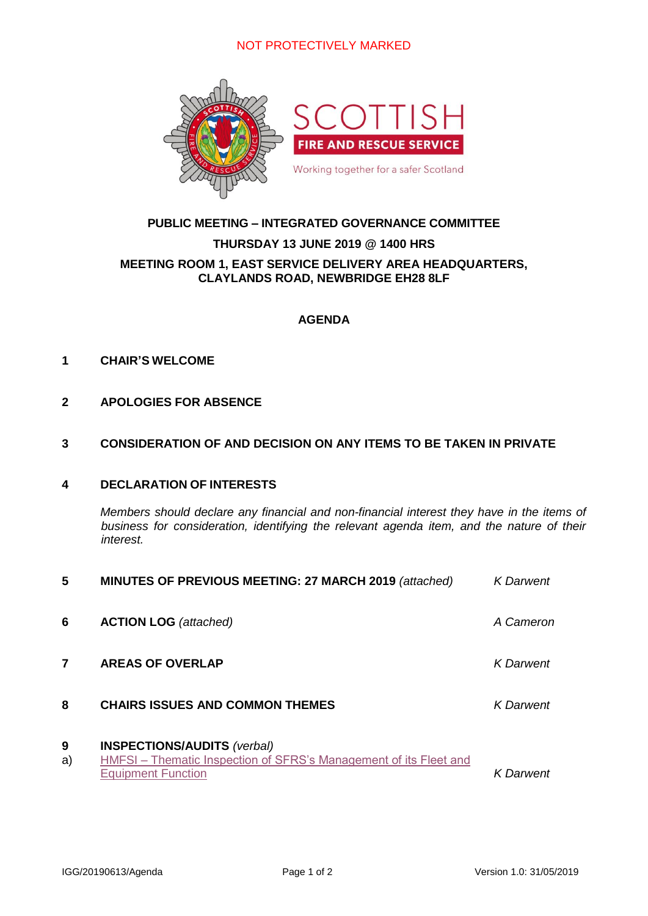NOT PROTECTIVELY MARKED

SCOTTISH
FIRE AND RESCUE SERVICE
Working together for a safer Scotland

**PUBLIC MEETING – INTEGRATED GOVERNANCE COMMITTEE**

**THURSDAY 13 JUNE 2019 @ 1400 HRS**

**MEETING ROOM 1, EAST SERVICE DELIVERY AREA HEADQUARTERS, CLAYLANDS ROAD, NEWBRIDGE EH28 8LF**

## AGENDA

**1 CHAIR'S WELCOME**

**2 APOLOGIES FOR ABSENCE**

**3 CONSIDERATION OF AND DECISION ON ANY ITEMS TO BE TAKEN IN PRIVATE**

**4 DECLARATION OF INTERESTS**

*Members should declare any financial and non-financial interest they have in the items of business for consideration, identifying the relevant agenda item, and the nature of their interest.*

**5 MINUTES OF PREVIOUS MEETING: 27 MARCH 2019** *(attached)* — *K Darwent*

**6 ACTION LOG** *(attached)* — *A Cameron*

**7 AREAS OF OVERLAP** — *K Darwent*

**8 CHAIRS ISSUES AND COMMON THEMES** — *K Darwent*

**9 INSPECTIONS/AUDITS** *(verbal)*

a) HMFSI – Thematic Inspection of SFRS's Management of its Fleet and Equipment Function — *K Darwent*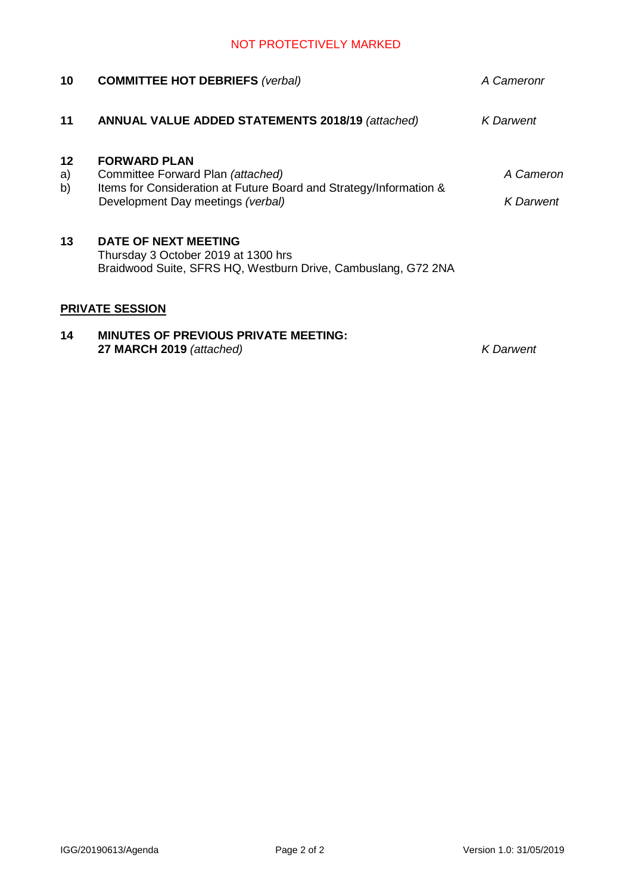NOT PROTECTIVELY MARKED

| | | |
|---|---|---|
| **10** | **COMMITTEE HOT DEBRIEFS** *(verbal)* | *A Cameronr* |
| **11** | **ANNUAL VALUE ADDED STATEMENTS 2018/19** *(attached)* | *K Darwent* |
| **12** | **FORWARD PLAN** | |
| a) | Committee Forward Plan *(attached)* | *A Cameron* |
| b) | Items for Consideration at Future Board and Strategy/Information & Development Day meetings *(verbal)* | *K Darwent* |
| **13** | **DATE OF NEXT MEETING**<br>Thursday 3 October 2019 at 1300 hrs<br>Braidwood Suite, SFRS HQ, Westburn Drive, Cambuslang, G72 2NA | |

**PRIVATE SESSION**

| | | |
|---|---|---|
| **14** | **MINUTES OF PREVIOUS PRIVATE MEETING: 27 MARCH 2019** *(attached)* | *K Darwent* |

IGG/20190613/Agenda

Version 1.0: 31/05/2019